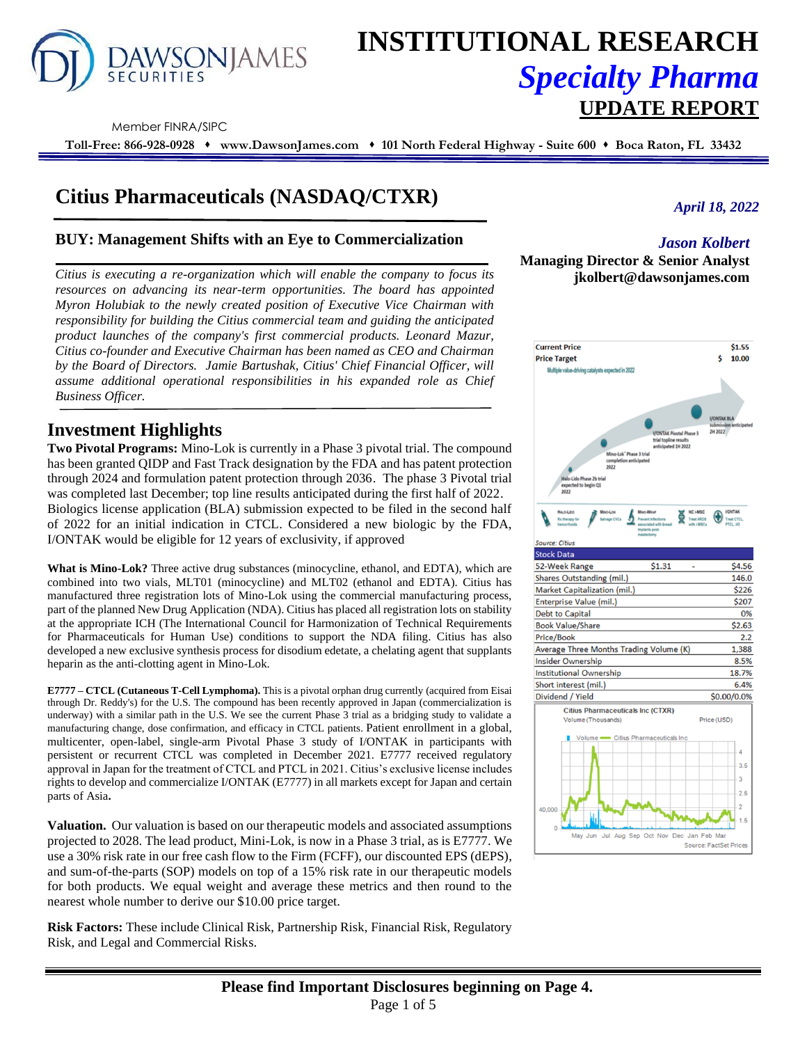# INSTITUTIONAL RESEARCH

## *Specialty Pharma*

## UPDATE REPORT

Member FINRA/SIPC

**Toll-Free: 866-928-0928 ♦ www.DawsonJames.com ♦ 101 North Federal Highway - Suite 600 ♦ Boca Raton, FL 33432**

# Citius Pharmaceuticals (NASDAQ/CTXR)

*April 18, 2022*

### BUY: Management Shifts with an Eye to Commercialization

*Jason Kolbert*
**Managing Director & Senior Analyst**
**jkolbert@dawsonjames.com**

*Citius is executing a re-organization which will enable the company to focus its resources on advancing its near-term opportunities. The board has appointed Myron Holubiak to the newly created position of Executive Vice Chairman with responsibility for building the Citius commercial team and guiding the anticipated product launches of the company's first commercial products. Leonard Mazur, Citius co-founder and Executive Chairman has been named as CEO and Chairman by the Board of Directors. Jamie Bartushak, Citius' Chief Financial Officer, will assume additional operational responsibilities in his expanded role as Chief Business Officer.*

## Investment Highlights

**Two Pivotal Programs:** Mino-Lok is currently in a Phase 3 pivotal trial. The compound has been granted QIDP and Fast Track designation by the FDA and has patent protection through 2024 and formulation patent protection through 2036. The phase 3 Pivotal trial was completed last December; top line results anticipated during the first half of 2022. Biologics license application (BLA) submission expected to be filed in the second half of 2022 for an initial indication in CTCL. Considered a new biologic by the FDA, I/ONTAK would be eligible for 12 years of exclusivity, if approved

**What is Mino-Lok?** Three active drug substances (minocycline, ethanol, and EDTA), which are combined into two vials, MLT01 (minocycline) and MLT02 (ethanol and EDTA). Citius has manufactured three registration lots of Mino-Lok using the commercial manufacturing process, part of the planned New Drug Application (NDA). Citius has placed all registration lots on stability at the appropriate ICH (The International Council for Harmonization of Technical Requirements for Pharmaceuticals for Human Use) conditions to support the NDA filing. Citius has also developed a new exclusive synthesis process for disodium edetate, a chelating agent that supplants heparin as the anti-clotting agent in Mino-Lok.

**E7777 – CTCL (Cutaneous T-Cell Lymphoma).** This is a pivotal orphan drug currently (acquired from Eisai through Dr. Reddy's) for the U.S. The compound has been recently approved in Japan (commercialization is underway) with a similar path in the U.S. We see the current Phase 3 trial as a bridging study to validate a manufacturing change, dose confirmation, and efficacy in CTCL patients. Patient enrollment in a global, multicenter, open-label, single-arm Pivotal Phase 3 study of I/ONTAK in participants with persistent or recurrent CTCL was completed in December 2021. E7777 received regulatory approval in Japan for the treatment of CTCL and PTCL in 2021. Citius's exclusive license includes rights to develop and commercialize I/ONTAK (E7777) in all markets except for Japan and certain parts of Asia**.**

**Valuation.** Our valuation is based on our therapeutic models and associated assumptions projected to 2028. The lead product, Mini-Lok, is now in a Phase 3 trial, as is E7777. We use a 30% risk rate in our free cash flow to the Firm (FCFF), our discounted EPS (dEPS), and sum-of-the-parts (SOP) models on top of a 15% risk rate in our therapeutic models for both products. We equal weight and average these metrics and then round to the nearest whole number to derive our $10.00 price target.

**Risk Factors:** These include Clinical Risk, Partnership Risk, Financial Risk, Regulatory Risk, and Legal and Commercial Risks.

| | |
|---|---|
| **Current Price** | **$1.55** |
| **Price Target** | **$ 10.00** |

Multiple value-driving catalysts expected in 2022

- Halo-Lido Phase 2b trial expected to begin Q1 2022
- Mino-Lok® Phase 3 trial completion anticipated 2022
- I/ONTAK Pivotal Phase 3 trial topline results anticipated 1H 2022
- I/ONTAK BLA submission anticipated 2H 2022

Halo-Lido: Rx therapy for hemorrhoids; Mino-Lok: Salvage CVCs; Mino-Wrap: Prevent infections associated with breast implants post-mastectomy; NC iMSC: Treat ARDS with iMSCs; I/ONTAK: Treat CTCL, PTCL, IO

Source: Citius

| Stock Data | | |
|---|---|---|
| 52-Week Range | $1.31 - | $4.56 |
| Shares Outstanding (mil.) | | 146.0 |
| Market Capitalization (mil.) | | $226 |
| Enterprise Value (mil.) | | $207 |
| Debt to Capital | | 0% |
| Book Value/Share | | $2.63 |
| Price/Book | | 2.2 |
| Average Three Months Trading Volume (K) | | 1,388 |
| Insider Ownership | | 8.5% |
| Institutional Ownership | | 18.7% |
| Short interest (mil.) | | 6.4% |
| Dividend / Yield | | $0.00/0.0% |

Citius Pharmaceuticals Inc (CTXR) — Volume (Thousands) / Price (USD)

Source: FactSet Prices

**Please find Important Disclosures beginning on Page 4.**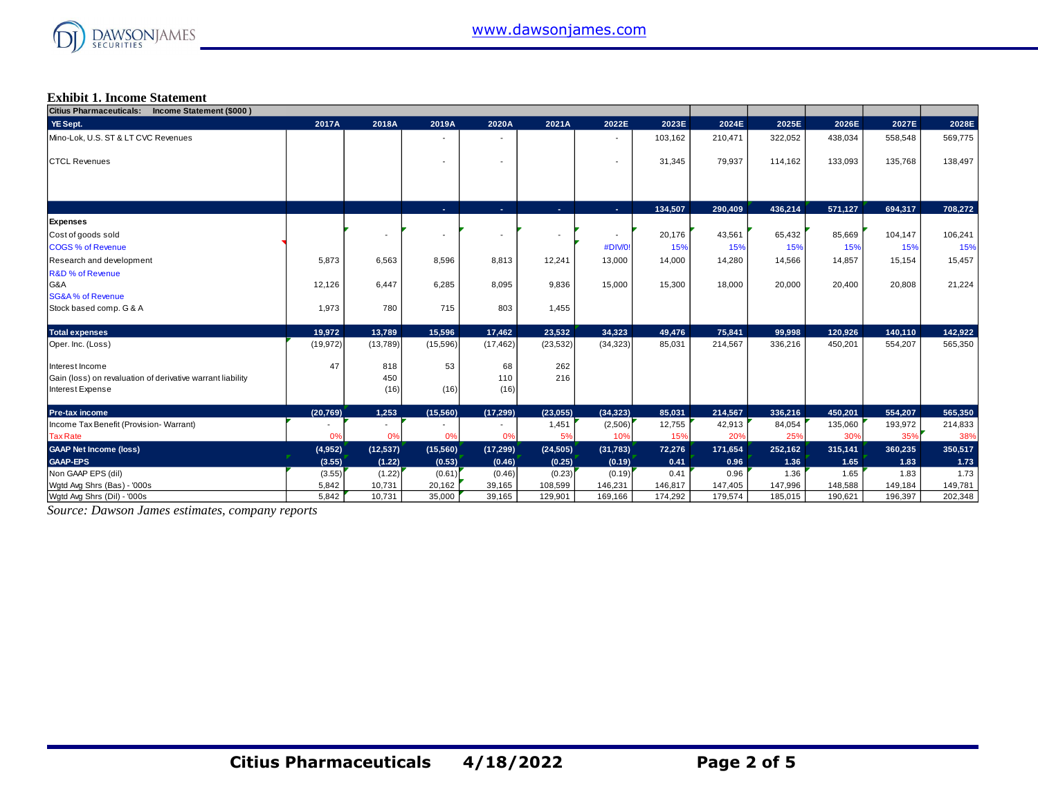**Exhibit 1. Income Statement**

| Citius Pharmaceuticals: Income Statement ($000 ) | | | | | | | | | | | | |
|---|---|---|---|---|---|---|---|---|---|---|---|---|
| YE Sept. | 2017A | 2018A | 2019A | 2020A | 2021A | 2022E | 2023E | 2024E | 2025E | 2026E | 2027E | 2028E |
| Mino-Lok, U.S. ST & LT CVC Revenues | | | - | - | | - | 103,162 | 210,471 | 322,052 | 438,034 | 558,548 | 569,775 |
| CTCL Revenues | | | - | - | | - | 31,345 | 79,937 | 114,162 | 133,093 | 135,768 | 138,497 |
| | | | - | - | - | - | 134,507 | 290,409 | 436,214 | 571,127 | 694,317 | 708,272 |
| **Expenses** | | | | | | | | | | | | |
| Cost of goods sold | | - | - | - | - | - | 20,176 | 43,561 | 65,432 | 85,669 | 104,147 | 106,241 |
| COGS % of Revenue | | | | | | #DIV/0! | 15% | 15% | 15% | 15% | 15% | 15% |
| Research and development | 5,873 | 6,563 | 8,596 | 8,813 | 12,241 | 13,000 | 14,000 | 14,280 | 14,566 | 14,857 | 15,154 | 15,457 |
| R&D % of Revenue | | | | | | | | | | | | |
| G&A | 12,126 | 6,447 | 6,285 | 8,095 | 9,836 | 15,000 | 15,300 | 18,000 | 20,000 | 20,400 | 20,808 | 21,224 |
| SG&A % of Revenue | | | | | | | | | | | | |
| Stock based comp. G & A | 1,973 | 780 | 715 | 803 | 1,455 | | | | | | | |
| **Total expenses** | 19,972 | 13,789 | 15,596 | 17,462 | 23,532 | 34,323 | 49,476 | 75,841 | 99,998 | 120,926 | 140,110 | 142,922 |
| Oper. Inc. (Loss) | (19,972) | (13,789) | (15,596) | (17,462) | (23,532) | (34,323) | 85,031 | 214,567 | 336,216 | 450,201 | 554,207 | 565,350 |
| Interest Income | 47 | 818 | 53 | 68 | 262 | | | | | | | |
| Gain (loss) on revaluation of derivative warrant liability | | 450 | | 110 | 216 | | | | | | | |
| Interest Expense | | (16) | (16) | (16) | | | | | | | | |
| **Pre-tax income** | (20,769) | 1,253 | (15,560) | (17,299) | (23,055) | (34,323) | 85,031 | 214,567 | 336,216 | 450,201 | 554,207 | 565,350 |
| Income Tax Benefit (Provision- Warrant) | - | - | - | - | 1,451 | (2,506) | 12,755 | 42,913 | 84,054 | 135,060 | 193,972 | 214,833 |
| Tax Rate | 0% | 0% | 0% | 0% | 5% | 10% | 15% | 20% | 25% | 30% | 35% | 38% |
| **GAAP Net Income (loss)** | (4,952) | (12,537) | (15,560) | (17,299) | (24,505) | (31,783) | 72,276 | 171,654 | 252,162 | 315,141 | 360,235 | 350,517 |
| **GAAP-EPS** | (3.55) | (1.22) | (0.53) | (0.46) | (0.25) | (0.19) | 0.41 | 0.96 | 1.36 | 1.65 | 1.83 | 1.73 |
| Non GAAP EPS (dil) | (3.55) | (1.22) | (0.61) | (0.46) | (0.23) | (0.19) | 0.41 | 0.96 | 1.36 | 1.65 | 1.83 | 1.73 |
| Wgtd Avg Shrs (Bas) - '000s | 5,842 | 10,731 | 20,162 | 39,165 | 108,599 | 146,231 | 146,817 | 147,405 | 147,996 | 148,588 | 149,184 | 149,781 |
| Wgtd Avg Shrs (Dil) - '000s | 5,842 | 10,731 | 35,000 | 39,165 | 129,901 | 169,166 | 174,292 | 179,574 | 185,015 | 190,621 | 196,397 | 202,348 |

*Source: Dawson James estimates, company reports*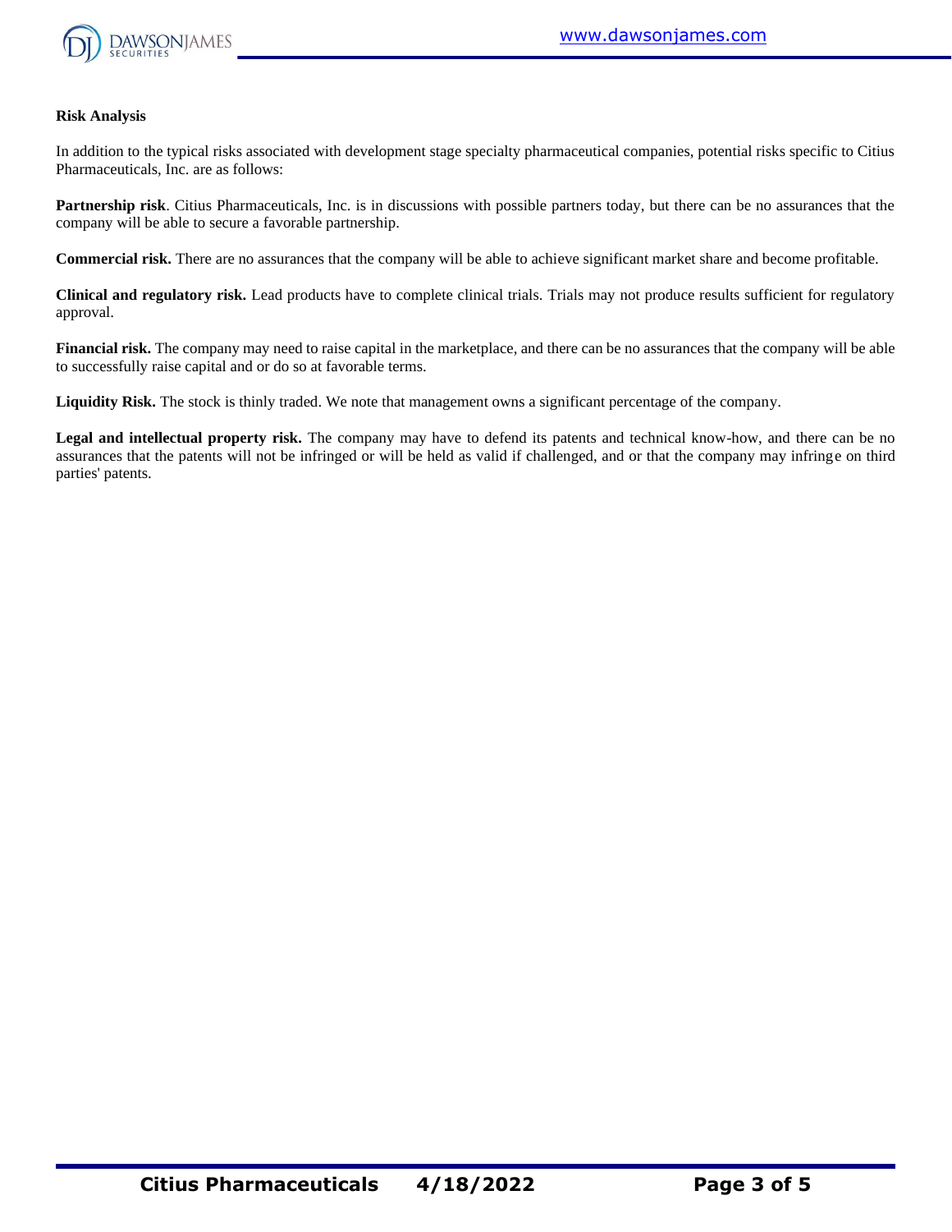**Risk Analysis**

In addition to the typical risks associated with development stage specialty pharmaceutical companies, potential risks specific to Citius Pharmaceuticals, Inc. are as follows:

**Partnership risk**. Citius Pharmaceuticals, Inc. is in discussions with possible partners today, but there can be no assurances that the company will be able to secure a favorable partnership.

**Commercial risk.** There are no assurances that the company will be able to achieve significant market share and become profitable.

**Clinical and regulatory risk.** Lead products have to complete clinical trials. Trials may not produce results sufficient for regulatory approval.

**Financial risk.** The company may need to raise capital in the marketplace, and there can be no assurances that the company will be able to successfully raise capital and or do so at favorable terms.

**Liquidity Risk.** The stock is thinly traded. We note that management owns a significant percentage of the company.

**Legal and intellectual property risk.** The company may have to defend its patents and technical know-how, and there can be no assurances that the patents will not be infringed or will be held as valid if challenged, and or that the company may infringe on third parties' patents.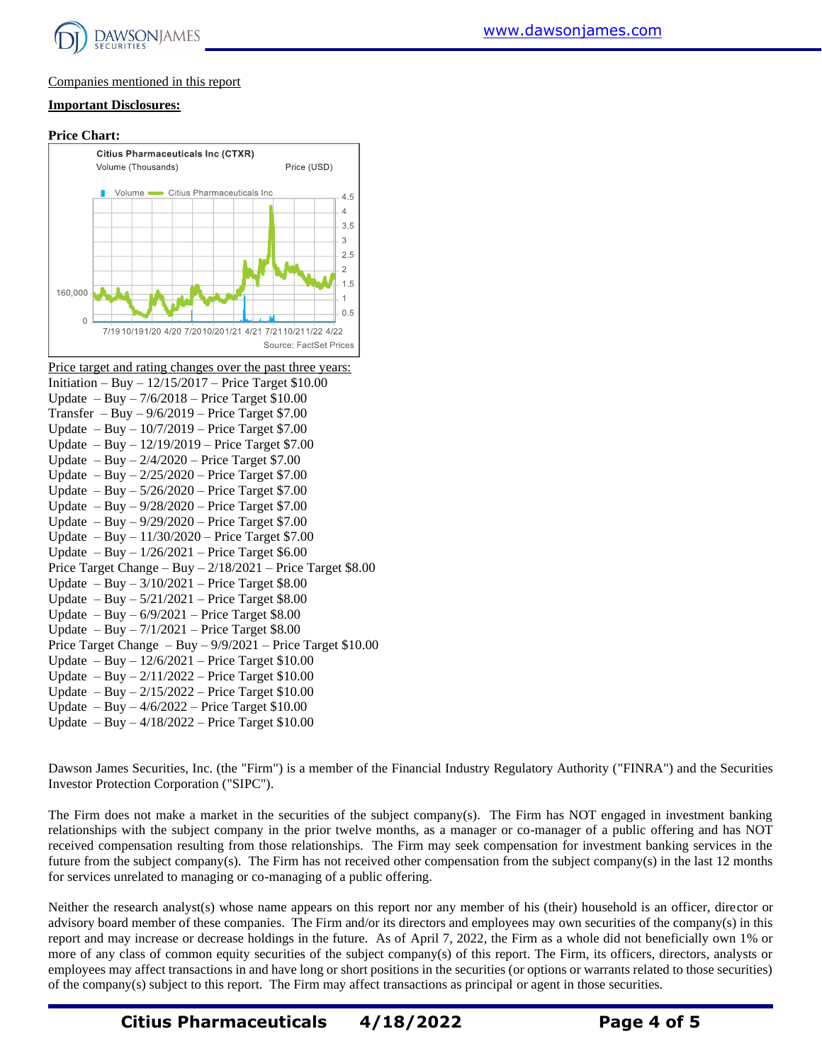Companies mentioned in this report

**Important Disclosures:**

**Price Chart:**

Price target and rating changes over the past three years:

Initiation – Buy – 12/15/2017 – Price Target $10.00
Update – Buy – 7/6/2018 – Price Target $10.00
Transfer – Buy – 9/6/2019 – Price Target $7.00
Update – Buy – 10/7/2019 – Price Target $7.00
Update – Buy – 12/19/2019 – Price Target $7.00
Update – Buy – 2/4/2020 – Price Target $7.00
Update – Buy – 2/25/2020 – Price Target $7.00
Update – Buy – 5/26/2020 – Price Target $7.00
Update – Buy – 9/28/2020 – Price Target $7.00
Update – Buy – 9/29/2020 – Price Target $7.00
Update – Buy – 11/30/2020 – Price Target $7.00
Update – Buy – 1/26/2021 – Price Target $6.00
Price Target Change – Buy – 2/18/2021 – Price Target $8.00
Update – Buy – 3/10/2021 – Price Target $8.00
Update – Buy – 5/21/2021 – Price Target $8.00
Update – Buy – 6/9/2021 – Price Target $8.00
Update – Buy – 7/1/2021 – Price Target $8.00
Price Target Change – Buy – 9/9/2021 – Price Target $10.00
Update – Buy – 12/6/2021 – Price Target $10.00
Update – Buy – 2/11/2022 – Price Target $10.00
Update – Buy – 2/15/2022 – Price Target $10.00
Update – Buy – 4/6/2022 – Price Target $10.00
Update – Buy – 4/18/2022 – Price Target $10.00

Dawson James Securities, Inc. (the "Firm") is a member of the Financial Industry Regulatory Authority ("FINRA") and the Securities Investor Protection Corporation ("SIPC").

The Firm does not make a market in the securities of the subject company(s). The Firm has NOT engaged in investment banking relationships with the subject company in the prior twelve months, as a manager or co-manager of a public offering and has NOT received compensation resulting from those relationships. The Firm may seek compensation for investment banking services in the future from the subject company(s). The Firm has not received other compensation from the subject company(s) in the last 12 months for services unrelated to managing or co-managing of a public offering.

Neither the research analyst(s) whose name appears on this report nor any member of his (their) household is an officer, director or advisory board member of these companies. The Firm and/or its directors and employees may own securities of the company(s) in this report and may increase or decrease holdings in the future. As of April 7, 2022, the Firm as a whole did not beneficially own 1% or more of any class of common equity securities of the subject company(s) of this report. The Firm, its officers, directors, analysts or employees may affect transactions in and have long or short positions in the securities (or options or warrants related to those securities) of the company(s) subject to this report. The Firm may affect transactions as principal or agent in those securities.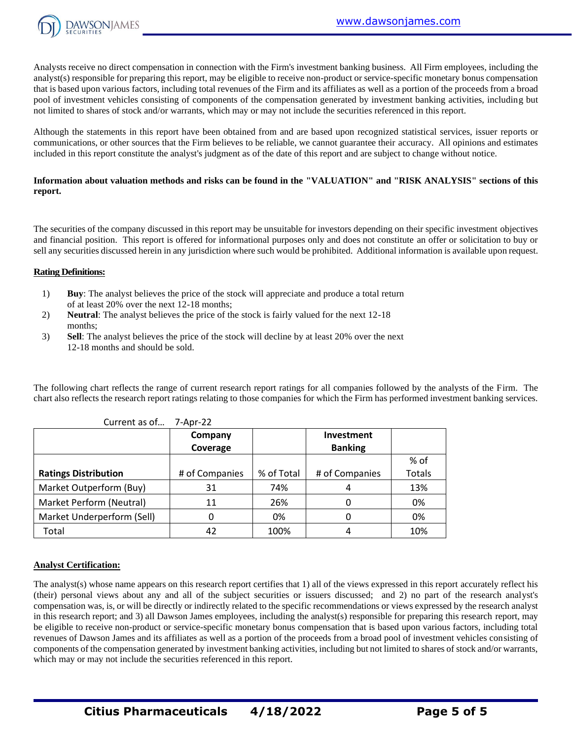Analysts receive no direct compensation in connection with the Firm's investment banking business. All Firm employees, including the analyst(s) responsible for preparing this report, may be eligible to receive non-product or service-specific monetary bonus compensation that is based upon various factors, including total revenues of the Firm and its affiliates as well as a portion of the proceeds from a broad pool of investment vehicles consisting of components of the compensation generated by investment banking activities, including but not limited to shares of stock and/or warrants, which may or may not include the securities referenced in this report.

Although the statements in this report have been obtained from and are based upon recognized statistical services, issuer reports or communications, or other sources that the Firm believes to be reliable, we cannot guarantee their accuracy. All opinions and estimates included in this report constitute the analyst's judgment as of the date of this report and are subject to change without notice.

**Information about valuation methods and risks can be found in the "VALUATION" and "RISK ANALYSIS" sections of this report.**

The securities of the company discussed in this report may be unsuitable for investors depending on their specific investment objectives and financial position. This report is offered for informational purposes only and does not constitute an offer or solicitation to buy or sell any securities discussed herein in any jurisdiction where such would be prohibited. Additional information is available upon request.

**Rating Definitions:**

1) **Buy**: The analyst believes the price of the stock will appreciate and produce a total return of at least 20% over the next 12-18 months;
2) **Neutral**: The analyst believes the price of the stock is fairly valued for the next 12-18 months;
3) **Sell**: The analyst believes the price of the stock will decline by at least 20% over the next 12-18 months and should be sold.

The following chart reflects the range of current research report ratings for all companies followed by the analysts of the Firm. The chart also reflects the research report ratings relating to those companies for which the Firm has performed investment banking services.

Current as of... 7-Apr-22

| | Company Coverage | | Investment Banking | |
|---|---|---|---|---|
| **Ratings Distribution** | # of Companies | % of Total | # of Companies | % of Totals |
| Market Outperform (Buy) | 31 | 74% | 4 | 13% |
| Market Perform (Neutral) | 11 | 26% | 0 | 0% |
| Market Underperform (Sell) | 0 | 0% | 0 | 0% |
| Total | 42 | 100% | 4 | 10% |

**Analyst Certification:**

The analyst(s) whose name appears on this research report certifies that 1) all of the views expressed in this report accurately reflect his (their) personal views about any and all of the subject securities or issuers discussed; and 2) no part of the research analyst's compensation was, is, or will be directly or indirectly related to the specific recommendations or views expressed by the research analyst in this research report; and 3) all Dawson James employees, including the analyst(s) responsible for preparing this research report, may be eligible to receive non-product or service-specific monetary bonus compensation that is based upon various factors, including total revenues of Dawson James and its affiliates as well as a portion of the proceeds from a broad pool of investment vehicles consisting of components of the compensation generated by investment banking activities, including but not limited to shares of stock and/or warrants, which may or may not include the securities referenced in this report.